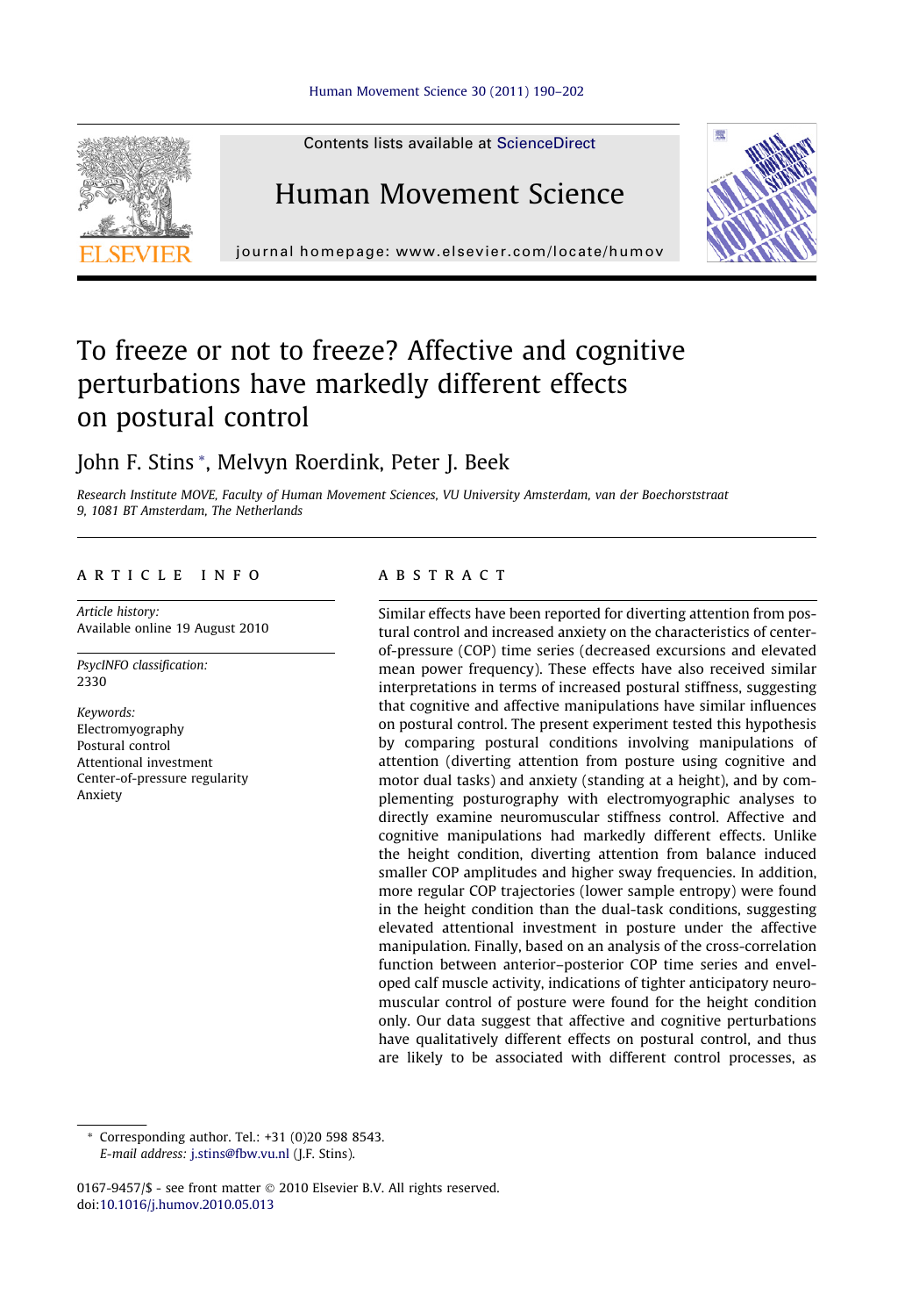# To freeze or not to freeze? Affective and cognitive perturbations have markedly different effects on postural control

John F. Stins *, Melvyn Roerdink, Peter J. Beek

*Research Institute MOVE, Faculty of Human Movement Sciences, VU University Amsterdam, van der Boechorststraat 9, 1081 BT Amsterdam, The Netherlands*

## ARTICLE INFO

*Article history:*
Available online 19 August 2010

*PsycINFO classification:*
2330

*Keywords:*
Electromyography
Postural control
Attentional investment
Center-of-pressure regularity
Anxiety

## ABSTRACT

Similar effects have been reported for diverting attention from postural control and increased anxiety on the characteristics of center-of-pressure (COP) time series (decreased excursions and elevated mean power frequency). These effects have also received similar interpretations in terms of increased postural stiffness, suggesting that cognitive and affective manipulations have similar influences on postural control. The present experiment tested this hypothesis by comparing postural conditions involving manipulations of attention (diverting attention from posture using cognitive and motor dual tasks) and anxiety (standing at a height), and by complementing posturography with electromyographic analyses to directly examine neuromuscular stiffness control. Affective and cognitive manipulations had markedly different effects. Unlike the height condition, diverting attention from balance induced smaller COP amplitudes and higher sway frequencies. In addition, more regular COP trajectories (lower sample entropy) were found in the height condition than the dual-task conditions, suggesting elevated attentional investment in posture under the affective manipulation. Finally, based on an analysis of the cross-correlation function between anterior–posterior COP time series and enveloped calf muscle activity, indications of tighter anticipatory neuromuscular control of posture were found for the height condition only. Our data suggest that affective and cognitive perturbations have qualitatively different effects on postural control, and thus are likely to be associated with different control processes, as

---

* Corresponding author. Tel.: +31 (0)20 598 8543.
*E-mail address:* j.stins@fbw.vu.nl (J.F. Stins).

0167-9457/$ - see front matter © 2010 Elsevier B.V. All rights reserved.
doi:10.1016/j.humov.2010.05.013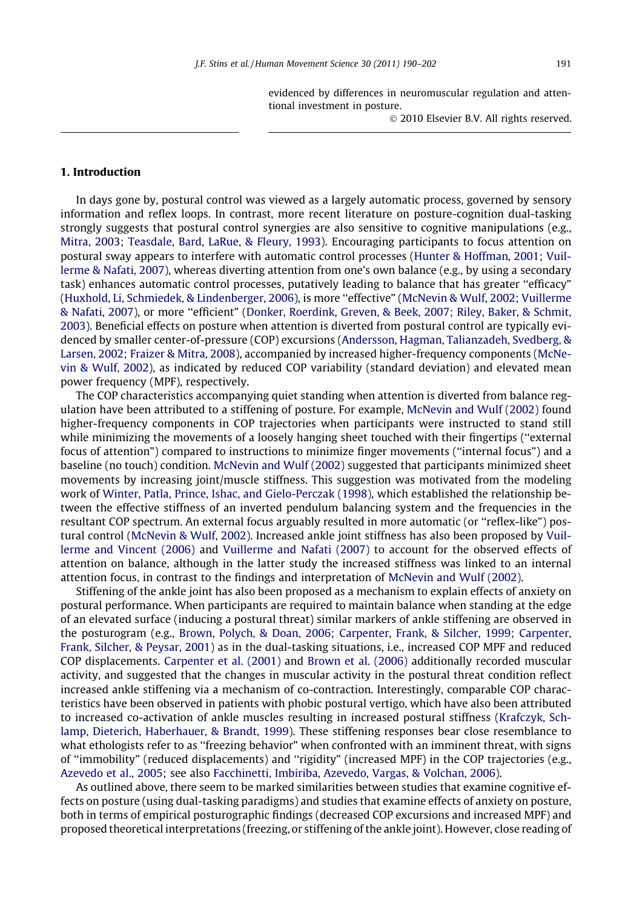evidenced by differences in neuromuscular regulation and attentional investment in posture.

© 2010 Elsevier B.V. All rights reserved.

## 1. Introduction

In days gone by, postural control was viewed as a largely automatic process, governed by sensory information and reflex loops. In contrast, more recent literature on posture-cognition dual-tasking strongly suggests that postural control synergies are also sensitive to cognitive manipulations (e.g., Mitra, 2003; Teasdale, Bard, LaRue, & Fleury, 1993). Encouraging participants to focus attention on postural sway appears to interfere with automatic control processes (Hunter & Hoffman, 2001; Vuillerme & Nafati, 2007), whereas diverting attention from one's own balance (e.g., by using a secondary task) enhances automatic control processes, putatively leading to balance that has greater "efficacy" (Huxhold, Li, Schmiedek, & Lindenberger, 2006), is more "effective" (McNevin & Wulf, 2002; Vuillerme & Nafati, 2007), or more "efficient" (Donker, Roerdink, Greven, & Beek, 2007; Riley, Baker, & Schmit, 2003). Beneficial effects on posture when attention is diverted from postural control are typically evidenced by smaller center-of-pressure (COP) excursions (Andersson, Hagman, Talianzadeh, Svedberg, & Larsen, 2002; Fraizer & Mitra, 2008), accompanied by increased higher-frequency components (McNevin & Wulf, 2002), as indicated by reduced COP variability (standard deviation) and elevated mean power frequency (MPF), respectively.

The COP characteristics accompanying quiet standing when attention is diverted from balance regulation have been attributed to a stiffening of posture. For example, McNevin and Wulf (2002) found higher-frequency components in COP trajectories when participants were instructed to stand still while minimizing the movements of a loosely hanging sheet touched with their fingertips ("external focus of attention") compared to instructions to minimize finger movements ("internal focus") and a baseline (no touch) condition. McNevin and Wulf (2002) suggested that participants minimized sheet movements by increasing joint/muscle stiffness. This suggestion was motivated from the modeling work of Winter, Patla, Prince, Ishac, and Gielo-Perczak (1998), which established the relationship between the effective stiffness of an inverted pendulum balancing system and the frequencies in the resultant COP spectrum. An external focus arguably resulted in more automatic (or "reflex-like") postural control (McNevin & Wulf, 2002). Increased ankle joint stiffness has also been proposed by Vuillerme and Vincent (2006) and Vuillerme and Nafati (2007) to account for the observed effects of attention on balance, although in the latter study the increased stiffness was linked to an internal attention focus, in contrast to the findings and interpretation of McNevin and Wulf (2002).

Stiffening of the ankle joint has also been proposed as a mechanism to explain effects of anxiety on postural performance. When participants are required to maintain balance when standing at the edge of an elevated surface (inducing a postural threat) similar markers of ankle stiffening are observed in the posturogram (e.g., Brown, Polych, & Doan, 2006; Carpenter, Frank, & Silcher, 1999; Carpenter, Frank, Silcher, & Peysar, 2001) as in the dual-tasking situations, i.e., increased COP MPF and reduced COP displacements. Carpenter et al. (2001) and Brown et al. (2006) additionally recorded muscular activity, and suggested that the changes in muscular activity in the postural threat condition reflect increased ankle stiffening via a mechanism of co-contraction. Interestingly, comparable COP characteristics have been observed in patients with phobic postural vertigo, which have also been attributed to increased co-activation of ankle muscles resulting in increased postural stiffness (Krafczyk, Schlamp, Dieterich, Haberhauer, & Brandt, 1999). These stiffening responses bear close resemblance to what ethologists refer to as "freezing behavior" when confronted with an imminent threat, with signs of "immobility" (reduced displacements) and "rigidity" (increased MPF) in the COP trajectories (e.g., Azevedo et al., 2005; see also Facchinetti, Imbiriba, Azevedo, Vargas, & Volchan, 2006).

As outlined above, there seem to be marked similarities between studies that examine cognitive effects on posture (using dual-tasking paradigms) and studies that examine effects of anxiety on posture, both in terms of empirical posturographic findings (decreased COP excursions and increased MPF) and proposed theoretical interpretations (freezing, or stiffening of the ankle joint). However, close reading of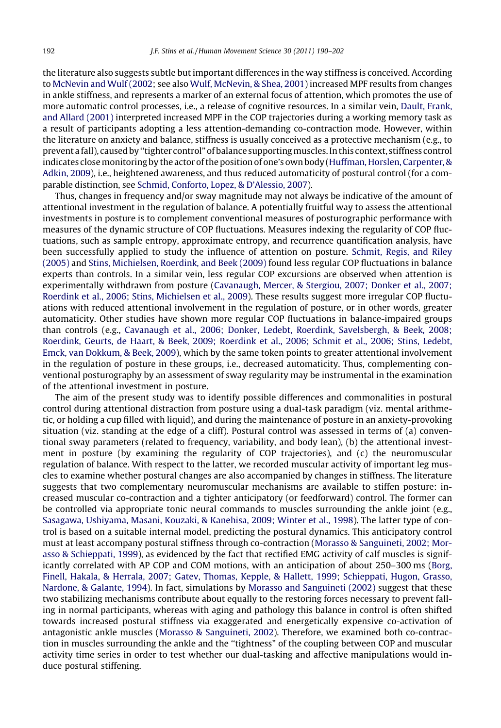the literature also suggests subtle but important differences in the way stiffness is conceived. According to McNevin and Wulf (2002; see also Wulf, McNevin, & Shea, 2001) increased MPF results from changes in ankle stiffness, and represents a marker of an external focus of attention, which promotes the use of more automatic control processes, i.e., a release of cognitive resources. In a similar vein, Dault, Frank, and Allard (2001) interpreted increased MPF in the COP trajectories during a working memory task as a result of participants adopting a less attention-demanding co-contraction mode. However, within the literature on anxiety and balance, stiffness is usually conceived as a protective mechanism (e.g., to prevent a fall), caused by "tighter control" of balance supporting muscles. In this context, stiffness control indicates close monitoring by the actor of the position of one's own body (Huffman, Horslen, Carpenter, & Adkin, 2009), i.e., heightened awareness, and thus reduced automaticity of postural control (for a comparable distinction, see Schmid, Conforto, Lopez, & D'Alessio, 2007).

Thus, changes in frequency and/or sway magnitude may not always be indicative of the amount of attentional investment in the regulation of balance. A potentially fruitful way to assess the attentional investments in posture is to complement conventional measures of posturographic performance with measures of the dynamic structure of COP fluctuations. Measures indexing the regularity of COP fluctuations, such as sample entropy, approximate entropy, and recurrence quantification analysis, have been successfully applied to study the influence of attention on posture. Schmit, Regis, and Riley (2005) and Stins, Michielsen, Roerdink, and Beek (2009) found less regular COP fluctuations in balance experts than controls. In a similar vein, less regular COP excursions are observed when attention is experimentally withdrawn from posture (Cavanaugh, Mercer, & Stergiou, 2007; Donker et al., 2007; Roerdink et al., 2006; Stins, Michielsen et al., 2009). These results suggest more irregular COP fluctuations with reduced attentional involvement in the regulation of posture, or in other words, greater automaticity. Other studies have shown more regular COP fluctuations in balance-impaired groups than controls (e.g., Cavanaugh et al., 2006; Donker, Ledebt, Roerdink, Savelsbergh, & Beek, 2008; Roerdink, Geurts, de Haart, & Beek, 2009; Roerdink et al., 2006; Schmit et al., 2006; Stins, Ledebt, Emck, van Dokkum, & Beek, 2009), which by the same token points to greater attentional involvement in the regulation of posture in these groups, i.e., decreased automaticity. Thus, complementing conventional posturography by an assessment of sway regularity may be instrumental in the examination of the attentional investment in posture.

The aim of the present study was to identify possible differences and commonalities in postural control during attentional distraction from posture using a dual-task paradigm (viz. mental arithmetic, or holding a cup filled with liquid), and during the maintenance of posture in an anxiety-provoking situation (viz. standing at the edge of a cliff). Postural control was assessed in terms of (a) conventional sway parameters (related to frequency, variability, and body lean), (b) the attentional investment in posture (by examining the regularity of COP trajectories), and (c) the neuromuscular regulation of balance. With respect to the latter, we recorded muscular activity of important leg muscles to examine whether postural changes are also accompanied by changes in stiffness. The literature suggests that two complementary neuromuscular mechanisms are available to stiffen posture: increased muscular co-contraction and a tighter anticipatory (or feedforward) control. The former can be controlled via appropriate tonic neural commands to muscles surrounding the ankle joint (e.g., Sasagawa, Ushiyama, Masani, Kouzaki, & Kanehisa, 2009; Winter et al., 1998). The latter type of control is based on a suitable internal model, predicting the postural dynamics. This anticipatory control must at least accompany postural stiffness through co-contraction (Morasso & Sanguineti, 2002; Morasso & Schieppati, 1999), as evidenced by the fact that rectified EMG activity of calf muscles is significantly correlated with AP COP and COM motions, with an anticipation of about 250–300 ms (Borg, Finell, Hakala, & Herrala, 2007; Gatev, Thomas, Kepple, & Hallett, 1999; Schieppati, Hugon, Grasso, Nardone, & Galante, 1994). In fact, simulations by Morasso and Sanguineti (2002) suggest that these two stabilizing mechanisms contribute about equally to the restoring forces necessary to prevent falling in normal participants, whereas with aging and pathology this balance in control is often shifted towards increased postural stiffness via exaggerated and energetically expensive co-activation of antagonistic ankle muscles (Morasso & Sanguineti, 2002). Therefore, we examined both co-contraction in muscles surrounding the ankle and the "tightness" of the coupling between COP and muscular activity time series in order to test whether our dual-tasking and affective manipulations would induce postural stiffening.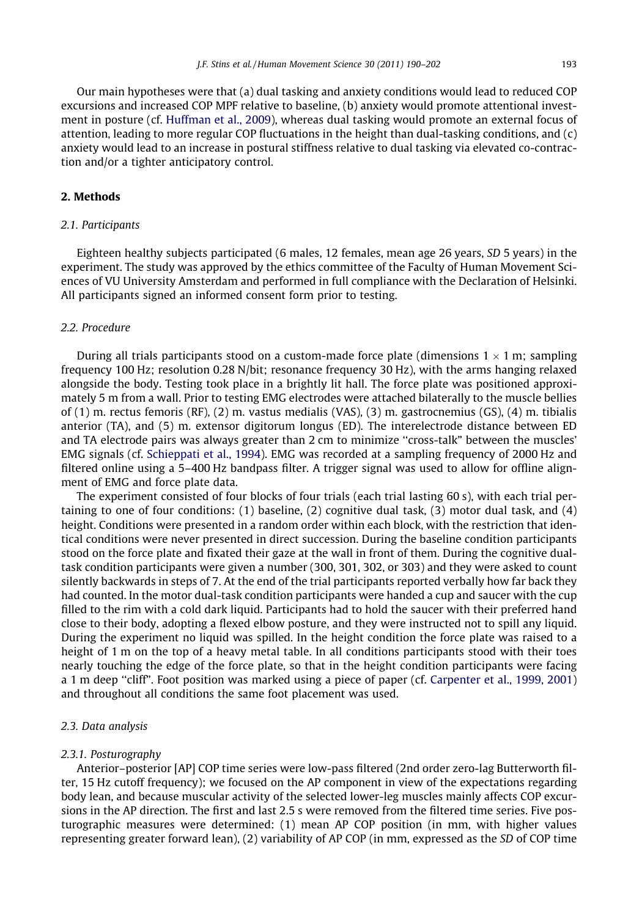Our main hypotheses were that (a) dual tasking and anxiety conditions would lead to reduced COP excursions and increased COP MPF relative to baseline, (b) anxiety would promote attentional investment in posture (cf. Huffman et al., 2009), whereas dual tasking would promote an external focus of attention, leading to more regular COP fluctuations in the height than dual-tasking conditions, and (c) anxiety would lead to an increase in postural stiffness relative to dual tasking via elevated co-contraction and/or a tighter anticipatory control.

## 2. Methods

### 2.1. Participants

Eighteen healthy subjects participated (6 males, 12 females, mean age 26 years, *SD* 5 years) in the experiment. The study was approved by the ethics committee of the Faculty of Human Movement Sciences of VU University Amsterdam and performed in full compliance with the Declaration of Helsinki. All participants signed an informed consent form prior to testing.

### 2.2. Procedure

During all trials participants stood on a custom-made force plate (dimensions $1 \times 1$ m; sampling frequency 100 Hz; resolution 0.28 N/bit; resonance frequency 30 Hz), with the arms hanging relaxed alongside the body. Testing took place in a brightly lit hall. The force plate was positioned approximately 5 m from a wall. Prior to testing EMG electrodes were attached bilaterally to the muscle bellies of (1) m. rectus femoris (RF), (2) m. vastus medialis (VAS), (3) m. gastrocnemius (GS), (4) m. tibialis anterior (TA), and (5) m. extensor digitorum longus (ED). The interelectrode distance between ED and TA electrode pairs was always greater than 2 cm to minimize "cross-talk" between the muscles' EMG signals (cf. Schieppati et al., 1994). EMG was recorded at a sampling frequency of 2000 Hz and filtered online using a 5–400 Hz bandpass filter. A trigger signal was used to allow for offline alignment of EMG and force plate data.

The experiment consisted of four blocks of four trials (each trial lasting 60 s), with each trial pertaining to one of four conditions: (1) baseline, (2) cognitive dual task, (3) motor dual task, and (4) height. Conditions were presented in a random order within each block, with the restriction that identical conditions were never presented in direct succession. During the baseline condition participants stood on the force plate and fixated their gaze at the wall in front of them. During the cognitive dual-task condition participants were given a number (300, 301, 302, or 303) and they were asked to count silently backwards in steps of 7. At the end of the trial participants reported verbally how far back they had counted. In the motor dual-task condition participants were handed a cup and saucer with the cup filled to the rim with a cold dark liquid. Participants had to hold the saucer with their preferred hand close to their body, adopting a flexed elbow posture, and they were instructed not to spill any liquid. During the experiment no liquid was spilled. In the height condition the force plate was raised to a height of 1 m on the top of a heavy metal table. In all conditions participants stood with their toes nearly touching the edge of the force plate, so that in the height condition participants were facing a 1 m deep "cliff". Foot position was marked using a piece of paper (cf. Carpenter et al., 1999, 2001) and throughout all conditions the same foot placement was used.

### 2.3. Data analysis

#### 2.3.1. Posturography

Anterior–posterior [AP] COP time series were low-pass filtered (2nd order zero-lag Butterworth filter, 15 Hz cutoff frequency); we focused on the AP component in view of the expectations regarding body lean, and because muscular activity of the selected lower-leg muscles mainly affects COP excursions in the AP direction. The first and last 2.5 s were removed from the filtered time series. Five posturographic measures were determined: (1) mean AP COP position (in mm, with higher values representing greater forward lean), (2) variability of AP COP (in mm, expressed as the *SD* of COP time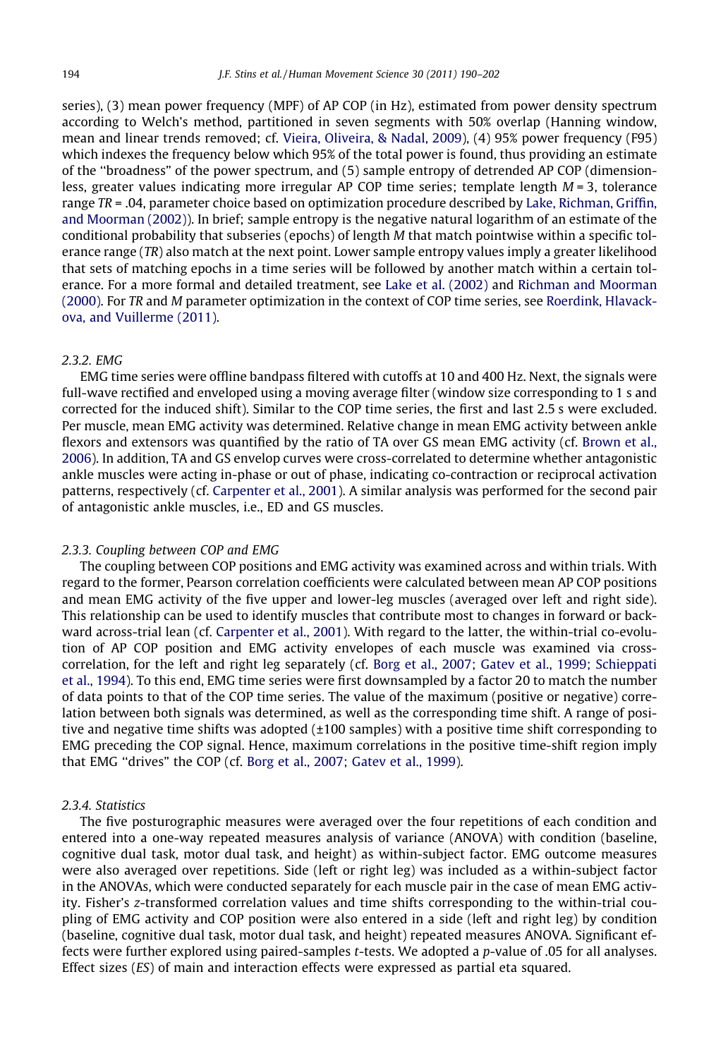series), (3) mean power frequency (MPF) of AP COP (in Hz), estimated from power density spectrum according to Welch's method, partitioned in seven segments with 50% overlap (Hanning window, mean and linear trends removed; cf. Vieira, Oliveira, & Nadal, 2009), (4) 95% power frequency (F95) which indexes the frequency below which 95% of the total power is found, thus providing an estimate of the "broadness" of the power spectrum, and (5) sample entropy of detrended AP COP (dimensionless, greater values indicating more irregular AP COP time series; template length $M = 3$, tolerance range $TR = .04$, parameter choice based on optimization procedure described by Lake, Richman, Griffin, and Moorman (2002)). In brief; sample entropy is the negative natural logarithm of an estimate of the conditional probability that subseries (epochs) of length $M$ that match pointwise within a specific tolerance range ($TR$) also match at the next point. Lower sample entropy values imply a greater likelihood that sets of matching epochs in a time series will be followed by another match within a certain tolerance. For a more formal and detailed treatment, see Lake et al. (2002) and Richman and Moorman (2000). For $TR$ and $M$ parameter optimization in the context of COP time series, see Roerdink, Hlavackova, and Vuillerme (2011).

### 2.3.2. EMG

EMG time series were offline bandpass filtered with cutoffs at 10 and 400 Hz. Next, the signals were full-wave rectified and enveloped using a moving average filter (window size corresponding to 1 s and corrected for the induced shift). Similar to the COP time series, the first and last 2.5 s were excluded. Per muscle, mean EMG activity was determined. Relative change in mean EMG activity between ankle flexors and extensors was quantified by the ratio of TA over GS mean EMG activity (cf. Brown et al., 2006). In addition, TA and GS envelop curves were cross-correlated to determine whether antagonistic ankle muscles were acting in-phase or out of phase, indicating co-contraction or reciprocal activation patterns, respectively (cf. Carpenter et al., 2001). A similar analysis was performed for the second pair of antagonistic ankle muscles, i.e., ED and GS muscles.

### 2.3.3. Coupling between COP and EMG

The coupling between COP positions and EMG activity was examined across and within trials. With regard to the former, Pearson correlation coefficients were calculated between mean AP COP positions and mean EMG activity of the five upper and lower-leg muscles (averaged over left and right side). This relationship can be used to identify muscles that contribute most to changes in forward or backward across-trial lean (cf. Carpenter et al., 2001). With regard to the latter, the within-trial co-evolution of AP COP position and EMG activity envelopes of each muscle was examined via cross-correlation, for the left and right leg separately (cf. Borg et al., 2007; Gatev et al., 1999; Schieppati et al., 1994). To this end, EMG time series were first downsampled by a factor 20 to match the number of data points to that of the COP time series. The value of the maximum (positive or negative) correlation between both signals was determined, as well as the corresponding time shift. A range of positive and negative time shifts was adopted (±100 samples) with a positive time shift corresponding to EMG preceding the COP signal. Hence, maximum correlations in the positive time-shift region imply that EMG "drives" the COP (cf. Borg et al., 2007; Gatev et al., 1999).

### 2.3.4. Statistics

The five posturographic measures were averaged over the four repetitions of each condition and entered into a one-way repeated measures analysis of variance (ANOVA) with condition (baseline, cognitive dual task, motor dual task, and height) as within-subject factor. EMG outcome measures were also averaged over repetitions. Side (left or right leg) was included as a within-subject factor in the ANOVAs, which were conducted separately for each muscle pair in the case of mean EMG activity. Fisher's $z$-transformed correlation values and time shifts corresponding to the within-trial coupling of EMG activity and COP position were also entered in a side (left and right leg) by condition (baseline, cognitive dual task, motor dual task, and height) repeated measures ANOVA. Significant effects were further explored using paired-samples $t$-tests. We adopted a $p$-value of .05 for all analyses. Effect sizes ($ES$) of main and interaction effects were expressed as partial eta squared.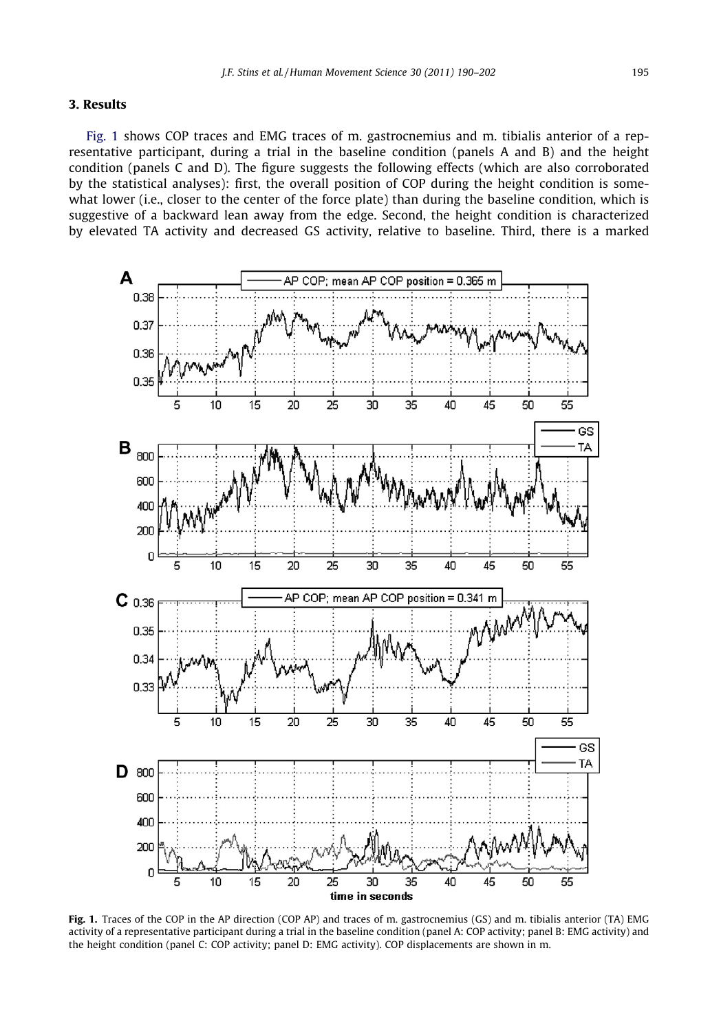## 3. Results

Fig. 1 shows COP traces and EMG traces of m. gastrocnemius and m. tibialis anterior of a representative participant, during a trial in the baseline condition (panels A and B) and the height condition (panels C and D). The figure suggests the following effects (which are also corroborated by the statistical analyses): first, the overall position of COP during the height condition is somewhat lower (i.e., closer to the center of the force plate) than during the baseline condition, which is suggestive of a backward lean away from the edge. Second, the height condition is characterized by elevated TA activity and decreased GS activity, relative to baseline. Third, there is a marked

**Fig. 1.** Traces of the COP in the AP direction (COP AP) and traces of m. gastrocnemius (GS) and m. tibialis anterior (TA) EMG activity of a representative participant during a trial in the baseline condition (panel A: COP activity; panel B: EMG activity) and the height condition (panel C: COP activity; panel D: EMG activity). COP displacements are shown in m.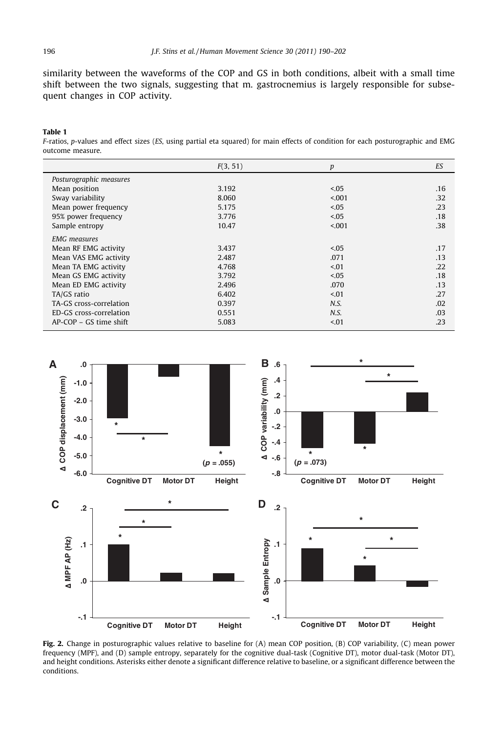similarity between the waveforms of the COP and GS in both conditions, albeit with a small time shift between the two signals, suggesting that m. gastrocnemius is largely responsible for subsequent changes in COP activity.

**Table 1**

*F*-ratios, *p*-values and effect sizes (*ES*, using partial eta squared) for main effects of condition for each posturographic and EMG outcome measure.

| | $F(3, 51)$ | $p$ | *ES* |
|---|---|---|---|
| *Posturographic measures* | | | |
| Mean position | 3.192 | <.05 | .16 |
| Sway variability | 8.060 | <.001 | .32 |
| Mean power frequency | 5.175 | <.05 | .23 |
| 95% power frequency | 3.776 | <.05 | .18 |
| Sample entropy | 10.47 | <.001 | .38 |
| *EMG measures* | | | |
| Mean RF EMG activity | 3.437 | <.05 | .17 |
| Mean VAS EMG activity | 2.487 | .071 | .13 |
| Mean TA EMG activity | 4.768 | <.01 | .22 |
| Mean GS EMG activity | 3.792 | <.05 | .18 |
| Mean ED EMG activity | 2.496 | .070 | .13 |
| TA/GS ratio | 6.402 | <.01 | .27 |
| TA-GS cross-correlation | 0.397 | *N.S.* | .02 |
| ED-GS cross-correlation | 0.551 | *N.S.* | .03 |
| AP-COP – GS time shift | 5.083 | <.01 | .23 |

**Fig. 2.** Change in posturographic values relative to baseline for (A) mean COP position, (B) COP variability, (C) mean power frequency (MPF), and (D) sample entropy, separately for the cognitive dual-task (Cognitive DT), motor dual-task (Motor DT), and height conditions. Asterisks either denote a significant difference relative to baseline, or a significant difference between the conditions.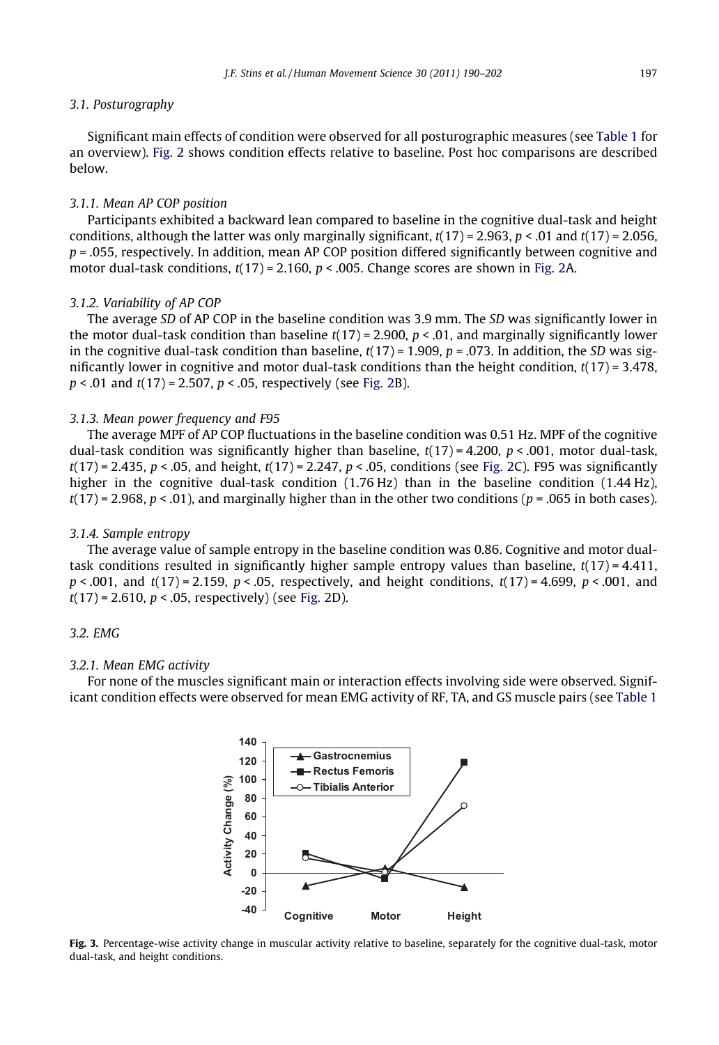### 3.1. Posturography

Significant main effects of condition were observed for all posturographic measures (see Table 1 for an overview). Fig. 2 shows condition effects relative to baseline. Post hoc comparisons are described below.

#### 3.1.1. Mean AP COP position

Participants exhibited a backward lean compared to baseline in the cognitive dual-task and height conditions, although the latter was only marginally significant, $t(17) = 2.963$, $p < .01$ and $t(17) = 2.056$, $p = .055$, respectively. In addition, mean AP COP position differed significantly between cognitive and motor dual-task conditions, $t(17) = 2.160$, $p < .005$. Change scores are shown in Fig. 2A.

#### 3.1.2. Variability of AP COP

The average *SD* of AP COP in the baseline condition was 3.9 mm. The *SD* was significantly lower in the motor dual-task condition than baseline $t(17) = 2.900$, $p < .01$, and marginally significantly lower in the cognitive dual-task condition than baseline, $t(17) = 1.909$, $p = .073$. In addition, the *SD* was significantly lower in cognitive and motor dual-task conditions than the height condition, $t(17) = 3.478$, $p < .01$ and $t(17) = 2.507$, $p < .05$, respectively (see Fig. 2B).

#### 3.1.3. Mean power frequency and F95

The average MPF of AP COP fluctuations in the baseline condition was 0.51 Hz. MPF of the cognitive dual-task condition was significantly higher than baseline, $t(17) = 4.200$, $p < .001$, motor dual-task, $t(17) = 2.435$, $p < .05$, and height, $t(17) = 2.247$, $p < .05$, conditions (see Fig. 2C). F95 was significantly higher in the cognitive dual-task condition (1.76 Hz) than in the baseline condition (1.44 Hz), $t(17) = 2.968$, $p < .01$), and marginally higher than in the other two conditions ($p = .065$ in both cases).

#### 3.1.4. Sample entropy

The average value of sample entropy in the baseline condition was 0.86. Cognitive and motor dual-task conditions resulted in significantly higher sample entropy values than baseline, $t(17) = 4.411$, $p < .001$, and $t(17) = 2.159$, $p < .05$, respectively, and height conditions, $t(17) = 4.699$, $p < .001$, and $t(17) = 2.610$, $p < .05$, respectively) (see Fig. 2D).

### 3.2. EMG

#### 3.2.1. Mean EMG activity

For none of the muscles significant main or interaction effects involving side were observed. Significant condition effects were observed for mean EMG activity of RF, TA, and GS muscle pairs (see Table 1

**Fig. 3.** Percentage-wise activity change in muscular activity relative to baseline, separately for the cognitive dual-task, motor dual-task, and height conditions.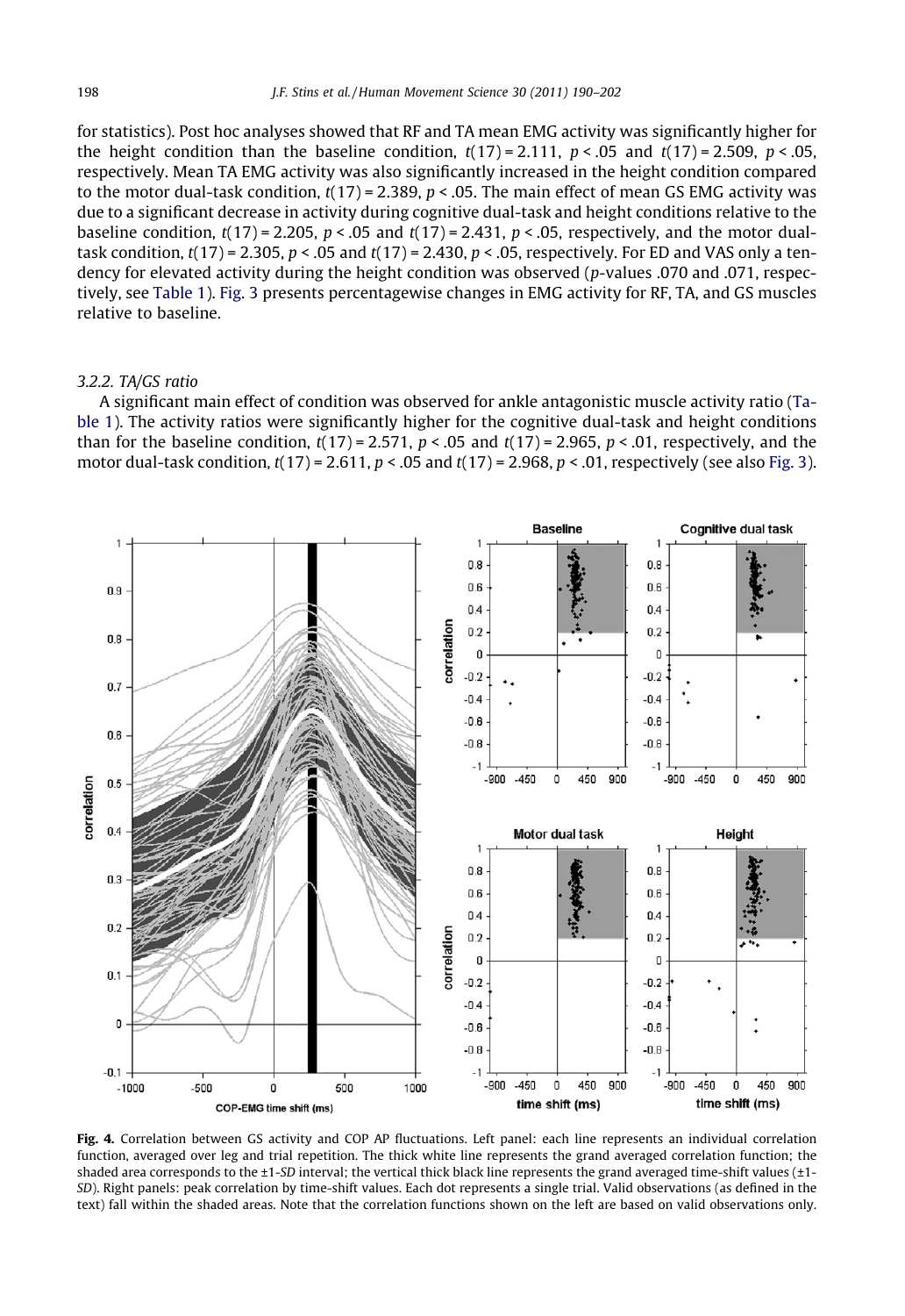for statistics). Post hoc analyses showed that RF and TA mean EMG activity was significantly higher for the height condition than the baseline condition, $t(17) = 2.111$, $p < .05$ and $t(17) = 2.509$, $p < .05$, respectively. Mean TA EMG activity was also significantly increased in the height condition compared to the motor dual-task condition, $t(17) = 2.389$, $p < .05$. The main effect of mean GS EMG activity was due to a significant decrease in activity during cognitive dual-task and height conditions relative to the baseline condition, $t(17) = 2.205$, $p < .05$ and $t(17) = 2.431$, $p < .05$, respectively, and the motor dual-task condition, $t(17) = 2.305$, $p < .05$ and $t(17) = 2.430$, $p < .05$, respectively. For ED and VAS only a tendency for elevated activity during the height condition was observed ($p$-values .070 and .071, respectively, see Table 1). Fig. 3 presents percentagewise changes in EMG activity for RF, TA, and GS muscles relative to baseline.

### 3.2.2. TA/GS ratio

A significant main effect of condition was observed for ankle antagonistic muscle activity ratio (Table 1). The activity ratios were significantly higher for the cognitive dual-task and height conditions than for the baseline condition, $t(17) = 2.571$, $p < .05$ and $t(17) = 2.965$, $p < .01$, respectively, and the motor dual-task condition, $t(17) = 2.611$, $p < .05$ and $t(17) = 2.968$, $p < .01$, respectively (see also Fig. 3).

**Fig. 4.** Correlation between GS activity and COP AP fluctuations. Left panel: each line represents an individual correlation function, averaged over leg and trial repetition. The thick white line represents the grand averaged correlation function; the shaded area corresponds to the ±1-*SD* interval; the vertical thick black line represents the grand averaged time-shift values (±1-*SD*). Right panels: peak correlation by time-shift values. Each dot represents a single trial. Valid observations (as defined in the text) fall within the shaded areas. Note that the correlation functions shown on the left are based on valid observations only.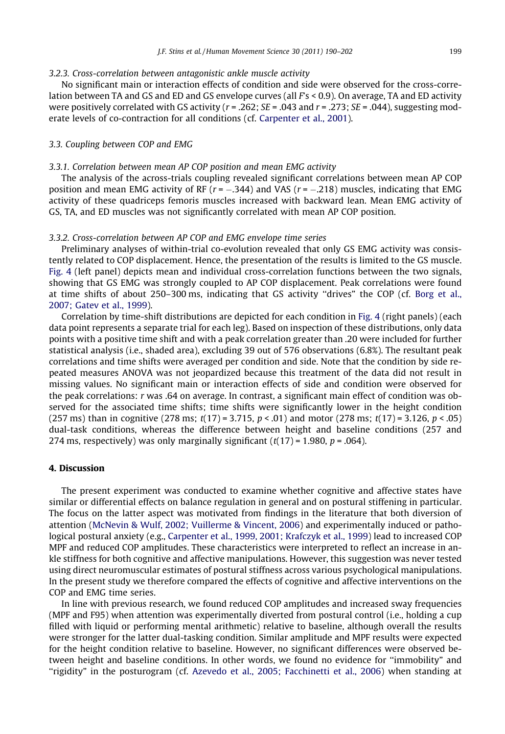#### 3.2.3. Cross-correlation between antagonistic ankle muscle activity

No significant main or interaction effects of condition and side were observed for the cross-correlation between TA and GS and ED and GS envelope curves (all $F$'s < 0.9). On average, TA and ED activity were positively correlated with GS activity ($r = .262$; $SE = .043$ and $r = .273$; $SE = .044$), suggesting moderate levels of co-contraction for all conditions (cf. Carpenter et al., 2001).

### 3.3. Coupling between COP and EMG

#### 3.3.1. Correlation between mean AP COP position and mean EMG activity

The analysis of the across-trials coupling revealed significant correlations between mean AP COP position and mean EMG activity of RF ($r = -.344$) and VAS ($r = -.218$) muscles, indicating that EMG activity of these quadriceps femoris muscles increased with backward lean. Mean EMG activity of GS, TA, and ED muscles was not significantly correlated with mean AP COP position.

#### 3.3.2. Cross-correlation between AP COP and EMG envelope time series

Preliminary analyses of within-trial co-evolution revealed that only GS EMG activity was consistently related to COP displacement. Hence, the presentation of the results is limited to the GS muscle. Fig. 4 (left panel) depicts mean and individual cross-correlation functions between the two signals, showing that GS EMG was strongly coupled to AP COP displacement. Peak correlations were found at time shifts of about 250–300 ms, indicating that GS activity "drives" the COP (cf. Borg et al., 2007; Gatev et al., 1999).

Correlation by time-shift distributions are depicted for each condition in Fig. 4 (right panels) (each data point represents a separate trial for each leg). Based on inspection of these distributions, only data points with a positive time shift and with a peak correlation greater than .20 were included for further statistical analysis (i.e., shaded area), excluding 39 out of 576 observations (6.8%). The resultant peak correlations and time shifts were averaged per condition and side. Note that the condition by side repeated measures ANOVA was not jeopardized because this treatment of the data did not result in missing values. No significant main or interaction effects of side and condition were observed for the peak correlations: $r$ was .64 on average. In contrast, a significant main effect of condition was observed for the associated time shifts; time shifts were significantly lower in the height condition (257 ms) than in cognitive (278 ms; $t(17) = 3.715$, $p < .01$) and motor (278 ms; $t(17) = 3.126$, $p < .05$) dual-task conditions, whereas the difference between height and baseline conditions (257 and 274 ms, respectively) was only marginally significant ($t(17) = 1.980$, $p = .064$).

## 4. Discussion

The present experiment was conducted to examine whether cognitive and affective states have similar or differential effects on balance regulation in general and on postural stiffening in particular. The focus on the latter aspect was motivated from findings in the literature that both diversion of attention (McNevin & Wulf, 2002; Vuillerme & Vincent, 2006) and experimentally induced or pathological postural anxiety (e.g., Carpenter et al., 1999, 2001; Krafczyk et al., 1999) lead to increased COP MPF and reduced COP amplitudes. These characteristics were interpreted to reflect an increase in ankle stiffness for both cognitive and affective manipulations. However, this suggestion was never tested using direct neuromuscular estimates of postural stiffness across various psychological manipulations. In the present study we therefore compared the effects of cognitive and affective interventions on the COP and EMG time series.

In line with previous research, we found reduced COP amplitudes and increased sway frequencies (MPF and F95) when attention was experimentally diverted from postural control (i.e., holding a cup filled with liquid or performing mental arithmetic) relative to baseline, although overall the results were stronger for the latter dual-tasking condition. Similar amplitude and MPF results were expected for the height condition relative to baseline. However, no significant differences were observed between height and baseline conditions. In other words, we found no evidence for "immobility" and "rigidity" in the posturogram (cf. Azevedo et al., 2005; Facchinetti et al., 2006) when standing at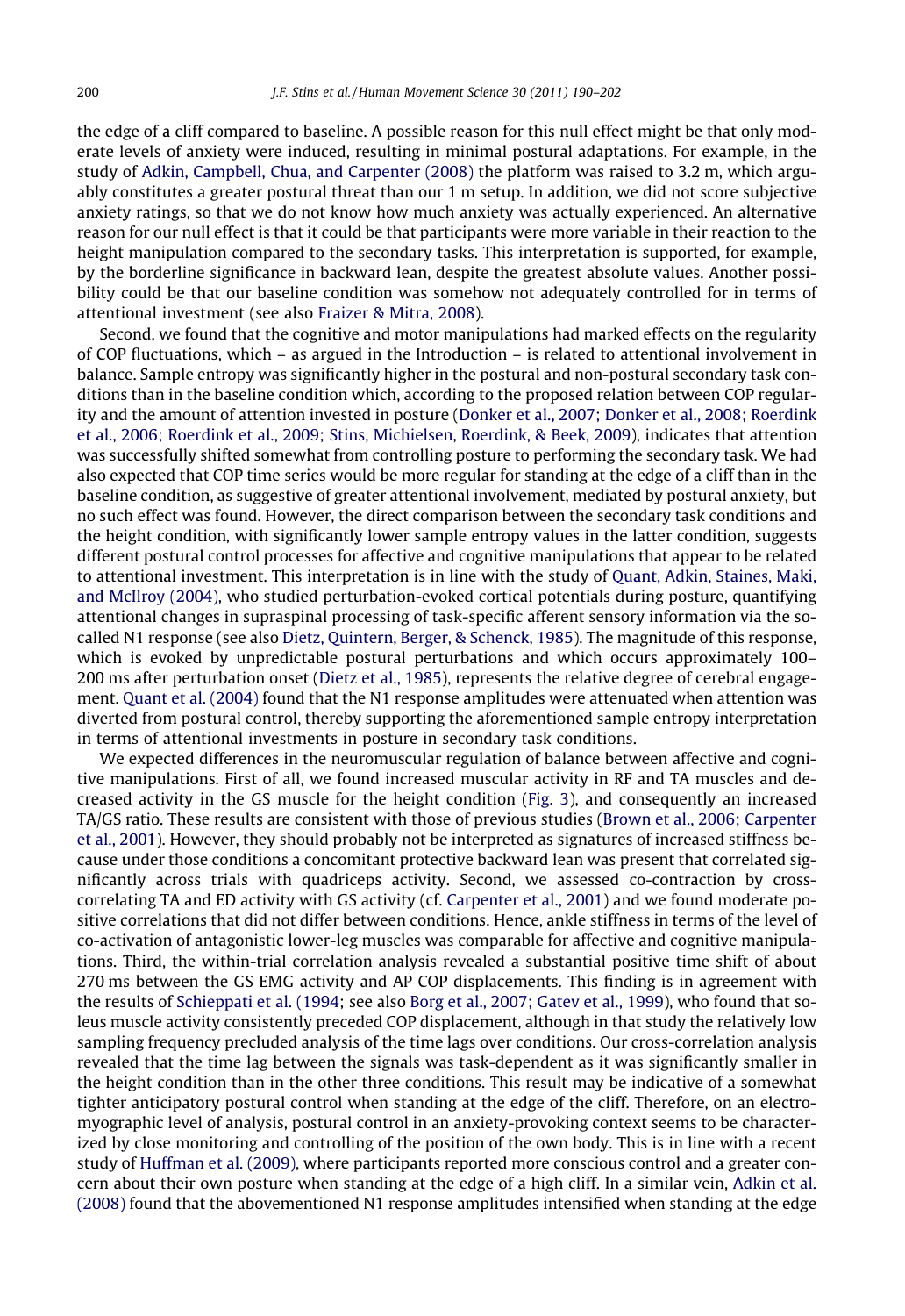the edge of a cliff compared to baseline. A possible reason for this null effect might be that only moderate levels of anxiety were induced, resulting in minimal postural adaptations. For example, in the study of Adkin, Campbell, Chua, and Carpenter (2008) the platform was raised to 3.2 m, which arguably constitutes a greater postural threat than our 1 m setup. In addition, we did not score subjective anxiety ratings, so that we do not know how much anxiety was actually experienced. An alternative reason for our null effect is that it could be that participants were more variable in their reaction to the height manipulation compared to the secondary tasks. This interpretation is supported, for example, by the borderline significance in backward lean, despite the greatest absolute values. Another possibility could be that our baseline condition was somehow not adequately controlled for in terms of attentional investment (see also Fraizer & Mitra, 2008).

Second, we found that the cognitive and motor manipulations had marked effects on the regularity of COP fluctuations, which – as argued in the Introduction – is related to attentional involvement in balance. Sample entropy was significantly higher in the postural and non-postural secondary task conditions than in the baseline condition which, according to the proposed relation between COP regularity and the amount of attention invested in posture (Donker et al., 2007; Donker et al., 2008; Roerdink et al., 2006; Roerdink et al., 2009; Stins, Michielsen, Roerdink, & Beek, 2009), indicates that attention was successfully shifted somewhat from controlling posture to performing the secondary task. We had also expected that COP time series would be more regular for standing at the edge of a cliff than in the baseline condition, as suggestive of greater attentional involvement, mediated by postural anxiety, but no such effect was found. However, the direct comparison between the secondary task conditions and the height condition, with significantly lower sample entropy values in the latter condition, suggests different postural control processes for affective and cognitive manipulations that appear to be related to attentional investment. This interpretation is in line with the study of Quant, Adkin, Staines, Maki, and McIlroy (2004), who studied perturbation-evoked cortical potentials during posture, quantifying attentional changes in supraspinal processing of task-specific afferent sensory information via the so-called N1 response (see also Dietz, Quintern, Berger, & Schenck, 1985). The magnitude of this response, which is evoked by unpredictable postural perturbations and which occurs approximately 100–200 ms after perturbation onset (Dietz et al., 1985), represents the relative degree of cerebral engagement. Quant et al. (2004) found that the N1 response amplitudes were attenuated when attention was diverted from postural control, thereby supporting the aforementioned sample entropy interpretation in terms of attentional investments in posture in secondary task conditions.

We expected differences in the neuromuscular regulation of balance between affective and cognitive manipulations. First of all, we found increased muscular activity in RF and TA muscles and decreased activity in the GS muscle for the height condition (Fig. 3), and consequently an increased TA/GS ratio. These results are consistent with those of previous studies (Brown et al., 2006; Carpenter et al., 2001). However, they should probably not be interpreted as signatures of increased stiffness because under those conditions a concomitant protective backward lean was present that correlated significantly across trials with quadriceps activity. Second, we assessed co-contraction by cross-correlating TA and ED activity with GS activity (cf. Carpenter et al., 2001) and we found moderate positive correlations that did not differ between conditions. Hence, ankle stiffness in terms of the level of co-activation of antagonistic lower-leg muscles was comparable for affective and cognitive manipulations. Third, the within-trial correlation analysis revealed a substantial positive time shift of about 270 ms between the GS EMG activity and AP COP displacements. This finding is in agreement with the results of Schieppati et al. (1994; see also Borg et al., 2007; Gatev et al., 1999), who found that soleus muscle activity consistently preceded COP displacement, although in that study the relatively low sampling frequency precluded analysis of the time lags over conditions. Our cross-correlation analysis revealed that the time lag between the signals was task-dependent as it was significantly smaller in the height condition than in the other three conditions. This result may be indicative of a somewhat tighter anticipatory postural control when standing at the edge of the cliff. Therefore, on an electromyographic level of analysis, postural control in an anxiety-provoking context seems to be characterized by close monitoring and controlling of the position of the own body. This is in line with a recent study of Huffman et al. (2009), where participants reported more conscious control and a greater concern about their own posture when standing at the edge of a high cliff. In a similar vein, Adkin et al. (2008) found that the abovementioned N1 response amplitudes intensified when standing at the edge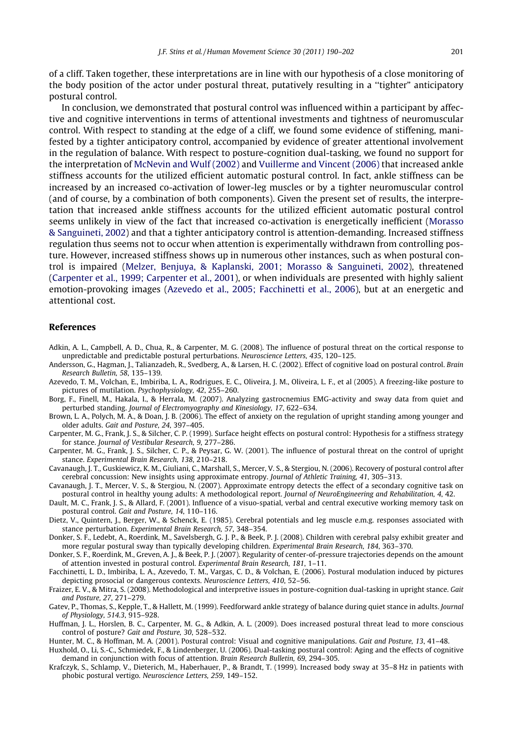of a cliff. Taken together, these interpretations are in line with our hypothesis of a close monitoring of the body position of the actor under postural threat, putatively resulting in a "tighter" anticipatory postural control.

In conclusion, we demonstrated that postural control was influenced within a participant by affective and cognitive interventions in terms of attentional investments and tightness of neuromuscular control. With respect to standing at the edge of a cliff, we found some evidence of stiffening, manifested by a tighter anticipatory control, accompanied by evidence of greater attentional involvement in the regulation of balance. With respect to posture-cognition dual-tasking, we found no support for the interpretation of McNevin and Wulf (2002) and Vuillerme and Vincent (2006) that increased ankle stiffness accounts for the utilized efficient automatic postural control. In fact, ankle stiffness can be increased by an increased co-activation of lower-leg muscles or by a tighter neuromuscular control (and of course, by a combination of both components). Given the present set of results, the interpretation that increased ankle stiffness accounts for the utilized efficient automatic postural control seems unlikely in view of the fact that increased co-activation is energetically inefficient (Morasso & Sanguineti, 2002) and that a tighter anticipatory control is attention-demanding. Increased stiffness regulation thus seems not to occur when attention is experimentally withdrawn from controlling posture. However, increased stiffness shows up in numerous other instances, such as when postural control is impaired (Melzer, Benjuya, & Kaplanski, 2001; Morasso & Sanguineti, 2002), threatened (Carpenter et al., 1999; Carpenter et al., 2001), or when individuals are presented with highly salient emotion-provoking images (Azevedo et al., 2005; Facchinetti et al., 2006), but at an energetic and attentional cost.

## References

Adkin, A. L., Campbell, A. D., Chua, R., & Carpenter, M. G. (2008). The influence of postural threat on the cortical response to unpredictable and predictable postural perturbations. *Neuroscience Letters, 435*, 120–125.

Andersson, G., Hagman, J., Talianzadeh, R., Svedberg, A., & Larsen, H. C. (2002). Effect of cognitive load on postural control. *Brain Research Bulletin, 58*, 135–139.

Azevedo, T. M., Volchan, E., Imbiriba, L. A., Rodrigues, E. C., Oliveira, J. M., Oliveira, L. F., et al (2005). A freezing-like posture to pictures of mutilation. *Psychophysiology, 42*, 255–260.

Borg, F., Finell, M., Hakala, I., & Herrala, M. (2007). Analyzing gastrocnemius EMG-activity and sway data from quiet and perturbed standing. *Journal of Electromyography and Kinesiology, 17*, 622–634.

Brown, L. A., Polych, M. A., & Doan, J. B. (2006). The effect of anxiety on the regulation of upright standing among younger and older adults. *Gait and Posture, 24*, 397–405.

Carpenter, M. G., Frank, J. S., & Silcher, C. P. (1999). Surface height effects on postural control: Hypothesis for a stiffness strategy for stance. *Journal of Vestibular Research, 9*, 277–286.

Carpenter, M. G., Frank, J. S., Silcher, C. P., & Peysar, G. W. (2001). The influence of postural threat on the control of upright stance. *Experimental Brain Research, 138*, 210–218.

Cavanaugh, J. T., Guskiewicz, K. M., Giuliani, C., Marshall, S., Mercer, V. S., & Stergiou, N. (2006). Recovery of postural control after cerebral concussion: New insights using approximate entropy. *Journal of Athletic Training, 41*, 305–313.

Cavanaugh, J. T., Mercer, V. S., & Stergiou, N. (2007). Approximate entropy detects the effect of a secondary cognitive task on postural control in healthy young adults: A methodological report. *Journal of NeuroEngineering and Rehabilitation, 4*, 42.

Dault, M. C., Frank, J. S., & Allard, F. (2001). Influence of a visuo-spatial, verbal and central executive working memory task on postural control. *Gait and Posture, 14*, 110–116.

Dietz, V., Quintern, J., Berger, W., & Schenck, E. (1985). Cerebral potentials and leg muscle e.m.g. responses associated with stance perturbation. *Experimental Brain Research, 57*, 348–354.

Donker, S. F., Ledebt, A., Roerdink, M., Savelsbergh, G. J. P., & Beek, P. J. (2008). Children with cerebral palsy exhibit greater and more regular postural sway than typically developing children. *Experimental Brain Research, 184*, 363–370.

Donker, S. F., Roerdink, M., Greven, A. J., & Beek, P. J. (2007). Regularity of center-of-pressure trajectories depends on the amount of attention invested in postural control. *Experimental Brain Research, 181*, 1–11.

Facchinetti, L. D., Imbiriba, L. A., Azevedo, T. M., Vargas, C. D., & Volchan, E. (2006). Postural modulation induced by pictures depicting prosocial or dangerous contexts. *Neuroscience Letters, 410*, 52–56.

Fraizer, E. V., & Mitra, S. (2008). Methodological and interpretive issues in posture-cognition dual-tasking in upright stance. *Gait and Posture, 27*, 271–279.

Gatev, P., Thomas, S., Kepple, T., & Hallett, M. (1999). Feedforward ankle strategy of balance during quiet stance in adults. *Journal of Physiology, 514.3*, 915–928.

Huffman, J. L., Horslen, B. C., Carpenter, M. G., & Adkin, A. L. (2009). Does increased postural threat lead to more conscious control of posture? *Gait and Posture, 30*, 528–532.

Hunter, M. C., & Hoffman, M. A. (2001). Postural control: Visual and cognitive manipulations. *Gait and Posture, 13*, 41–48.

Huxhold, O., Li, S.-C., Schmiedek, F., & Lindenberger, U. (2006). Dual-tasking postural control: Aging and the effects of cognitive demand in conjunction with focus of attention. *Brain Research Bulletin, 69*, 294–305.

Krafczyk, S., Schlamp, V., Dieterich, M., Haberhauer, P., & Brandt, T. (1999). Increased body sway at 35–8 Hz in patients with phobic postural vertigo. *Neuroscience Letters, 259*, 149–152.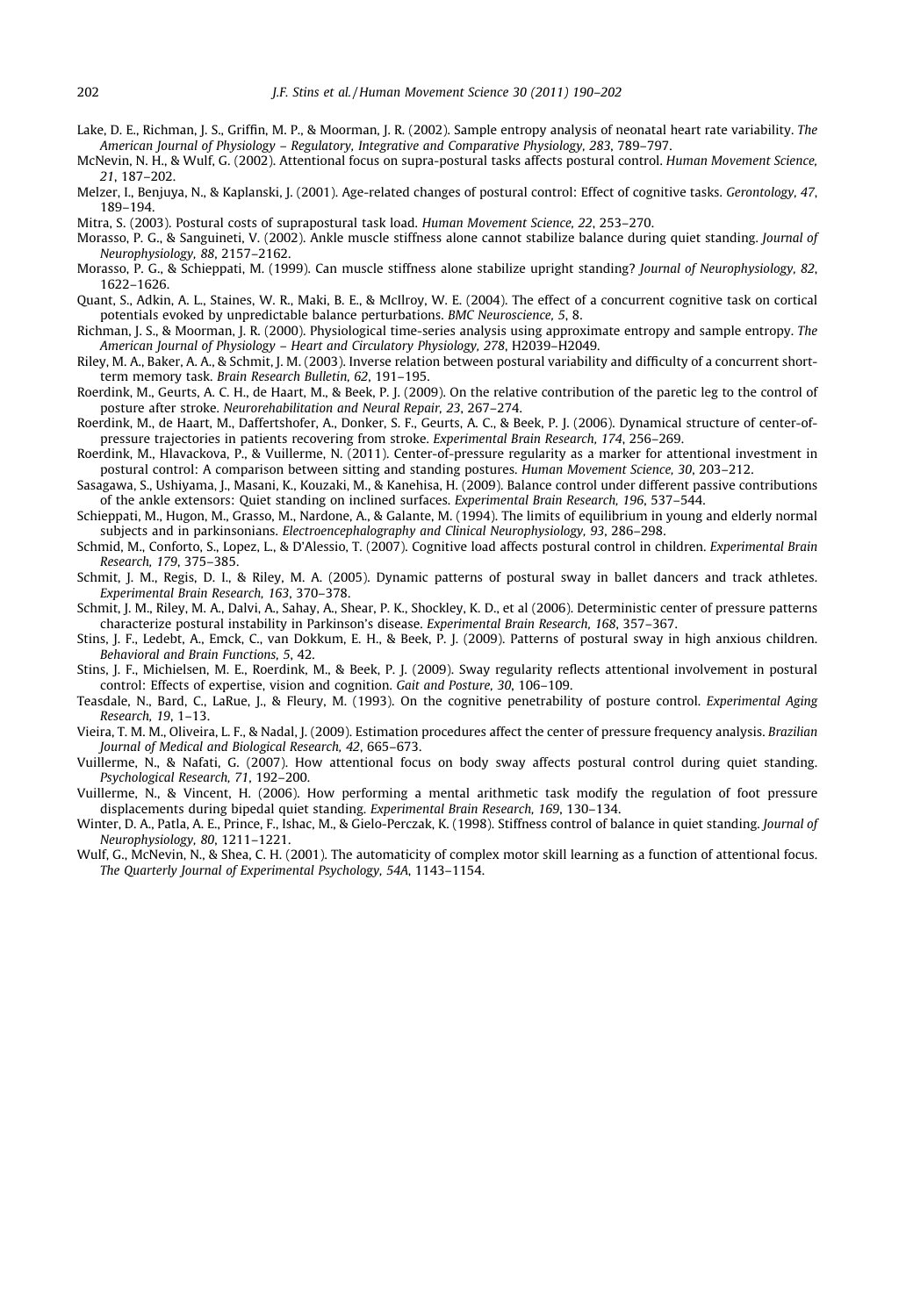Lake, D. E., Richman, J. S., Griffin, M. P., & Moorman, J. R. (2002). Sample entropy analysis of neonatal heart rate variability. *The American Journal of Physiology – Regulatory, Integrative and Comparative Physiology, 283*, 789–797.

McNevin, N. H., & Wulf, G. (2002). Attentional focus on supra-postural tasks affects postural control. *Human Movement Science, 21*, 187–202.

Melzer, I., Benjuya, N., & Kaplanski, J. (2001). Age-related changes of postural control: Effect of cognitive tasks. *Gerontology, 47*, 189–194.

Mitra, S. (2003). Postural costs of suprapostural task load. *Human Movement Science, 22*, 253–270.

Morasso, P. G., & Sanguineti, V. (2002). Ankle muscle stiffness alone cannot stabilize balance during quiet standing. *Journal of Neurophysiology, 88*, 2157–2162.

Morasso, P. G., & Schieppati, M. (1999). Can muscle stiffness alone stabilize upright standing? *Journal of Neurophysiology, 82*, 1622–1626.

Quant, S., Adkin, A. L., Staines, W. R., Maki, B. E., & McIlroy, W. E. (2004). The effect of a concurrent cognitive task on cortical potentials evoked by unpredictable balance perturbations. *BMC Neuroscience, 5*, 8.

Richman, J. S., & Moorman, J. R. (2000). Physiological time-series analysis using approximate entropy and sample entropy. *The American Journal of Physiology – Heart and Circulatory Physiology, 278*, H2039–H2049.

Riley, M. A., Baker, A. A., & Schmit, J. M. (2003). Inverse relation between postural variability and difficulty of a concurrent short-term memory task. *Brain Research Bulletin, 62*, 191–195.

Roerdink, M., Geurts, A. C. H., de Haart, M., & Beek, P. J. (2009). On the relative contribution of the paretic leg to the control of posture after stroke. *Neurorehabilitation and Neural Repair, 23*, 267–274.

Roerdink, M., de Haart, M., Daffertshofer, A., Donker, S. F., Geurts, A. C., & Beek, P. J. (2006). Dynamical structure of center-of-pressure trajectories in patients recovering from stroke. *Experimental Brain Research, 174*, 256–269.

Roerdink, M., Hlavackova, P., & Vuillerme, N. (2011). Center-of-pressure regularity as a marker for attentional investment in postural control: A comparison between sitting and standing postures. *Human Movement Science, 30*, 203–212.

Sasagawa, S., Ushiyama, J., Masani, K., Kouzaki, M., & Kanehisa, H. (2009). Balance control under different passive contributions of the ankle extensors: Quiet standing on inclined surfaces. *Experimental Brain Research, 196*, 537–544.

Schieppati, M., Hugon, M., Grasso, M., Nardone, A., & Galante, M. (1994). The limits of equilibrium in young and elderly normal subjects and in parkinsonians. *Electroencephalography and Clinical Neurophysiology, 93*, 286–298.

Schmid, M., Conforto, S., Lopez, L., & D'Alessio, T. (2007). Cognitive load affects postural control in children. *Experimental Brain Research, 179*, 375–385.

Schmit, J. M., Regis, D. I., & Riley, M. A. (2005). Dynamic patterns of postural sway in ballet dancers and track athletes. *Experimental Brain Research, 163*, 370–378.

Schmit, J. M., Riley, M. A., Dalvi, A., Sahay, A., Shear, P. K., Shockley, K. D., et al (2006). Deterministic center of pressure patterns characterize postural instability in Parkinson's disease. *Experimental Brain Research, 168*, 357–367.

Stins, J. F., Ledebt, A., Emck, C., van Dokkum, E. H., & Beek, P. J. (2009). Patterns of postural sway in high anxious children. *Behavioral and Brain Functions, 5*, 42.

Stins, J. F., Michielsen, M. E., Roerdink, M., & Beek, P. J. (2009). Sway regularity reflects attentional involvement in postural control: Effects of expertise, vision and cognition. *Gait and Posture, 30*, 106–109.

Teasdale, N., Bard, C., LaRue, J., & Fleury, M. (1993). On the cognitive penetrability of posture control. *Experimental Aging Research, 19*, 1–13.

Vieira, T. M. M., Oliveira, L. F., & Nadal, J. (2009). Estimation procedures affect the center of pressure frequency analysis. *Brazilian Journal of Medical and Biological Research, 42*, 665–673.

Vuillerme, N., & Nafati, G. (2007). How attentional focus on body sway affects postural control during quiet standing. *Psychological Research, 71*, 192–200.

Vuillerme, N., & Vincent, H. (2006). How performing a mental arithmetic task modify the regulation of foot pressure displacements during bipedal quiet standing. *Experimental Brain Research, 169*, 130–134.

Winter, D. A., Patla, A. E., Prince, F., Ishac, M., & Gielo-Perczak, K. (1998). Stiffness control of balance in quiet standing. *Journal of Neurophysiology, 80*, 1211–1221.

Wulf, G., McNevin, N., & Shea, C. H. (2001). The automaticity of complex motor skill learning as a function of attentional focus. *The Quarterly Journal of Experimental Psychology, 54A*, 1143–1154.